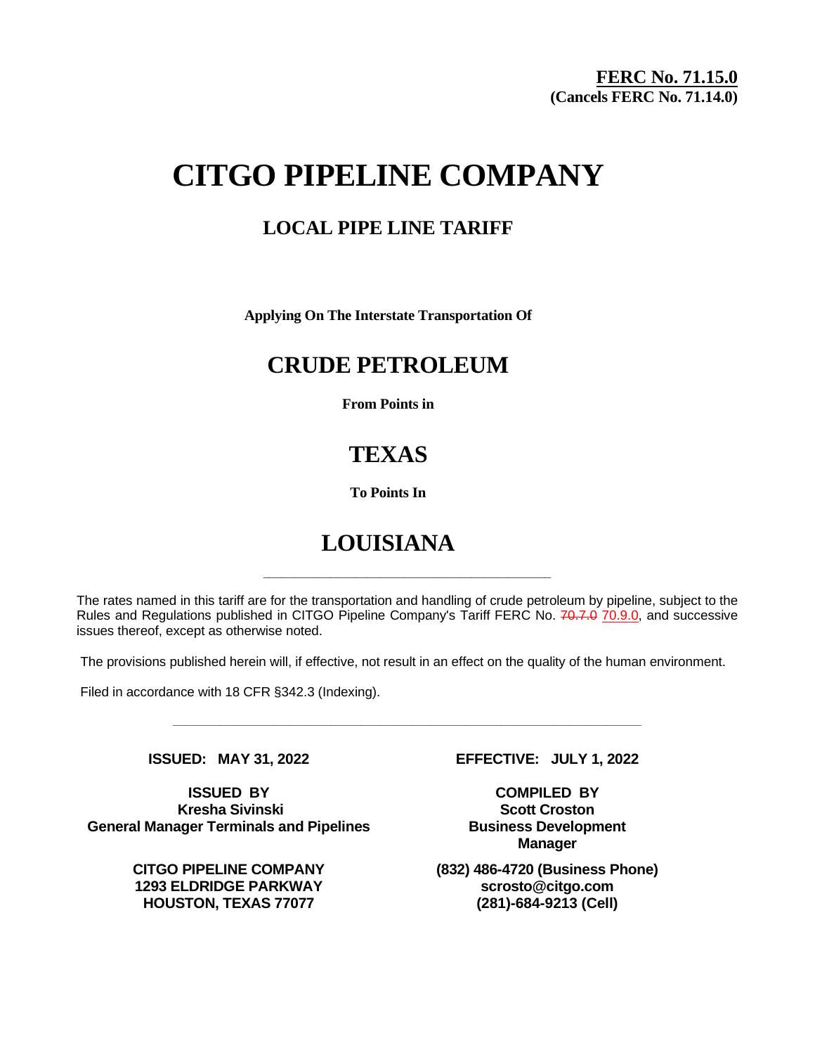**FERC No. 71.15.0**
**(Cancels FERC No. 71.14.0)**

# CITGO PIPELINE COMPANY

## LOCAL PIPE LINE TARIFF

**Applying On The Interstate Transportation Of**

## CRUDE PETROLEUM

**From Points in**

## TEXAS

**To Points In**

## LOUISIANA

---

The rates named in this tariff are for the transportation and handling of crude petroleum by pipeline, subject to the Rules and Regulations published in CITGO Pipeline Company's Tariff FERC No. ~~70.7.0~~ 70.9.0, and successive issues thereof, except as otherwise noted.

The provisions published herein will, if effective, not result in an effect on the quality of the human environment.

Filed in accordance with 18 CFR §342.3 (Indexing).

---

**ISSUED: MAY 31, 2022**

**EFFECTIVE: JULY 1, 2022**

**ISSUED BY**
**Kresha Sivinski**
**General Manager Terminals and Pipelines**

**CITGO PIPELINE COMPANY**
**1293 ELDRIDGE PARKWAY**
**HOUSTON, TEXAS 77077**

**COMPILED BY**
**Scott Croston**
**Business Development Manager**

**(832) 486-4720 (Business Phone)**
**scrosto@citgo.com**
**(281)-684-9213 (Cell)**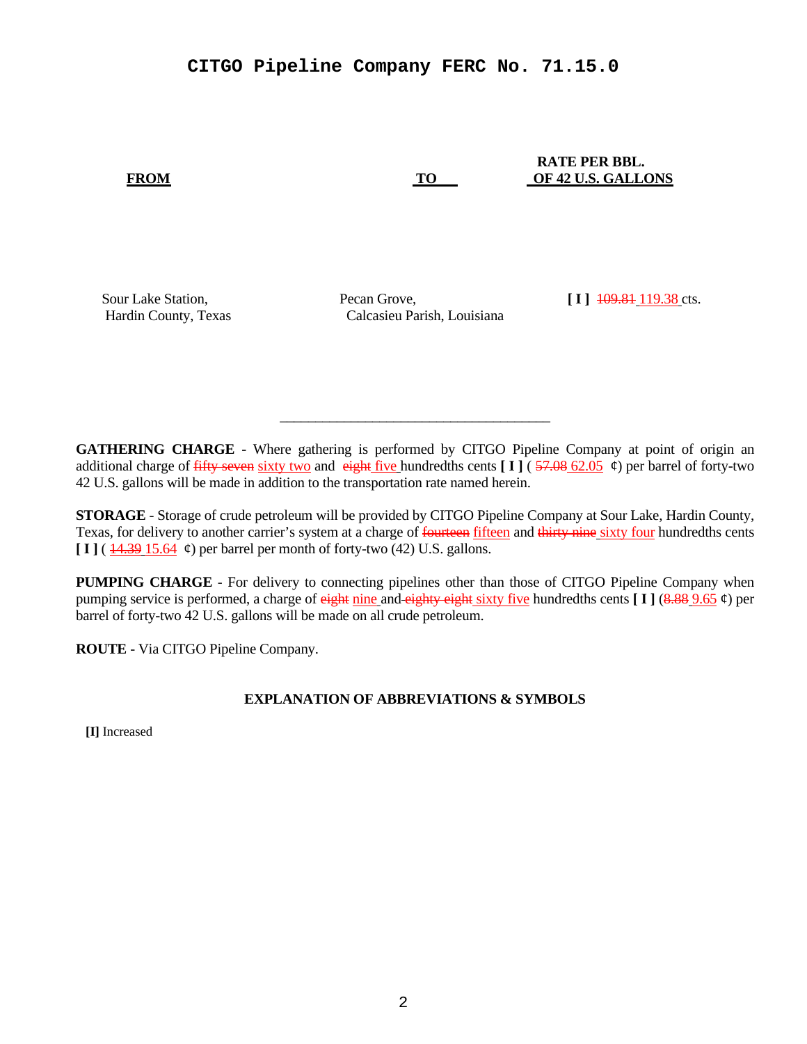# CITGO Pipeline Company FERC No. 71.15.0

| FROM | TO | RATE PER BBL. OF 42 U.S. GALLONS |
|---|---|---|
| Sour Lake Station, Hardin County, Texas | Pecan Grove, Calcasieu Parish, Louisiana | [ I ] ~~109.81~~ 119.38 cts. |

---

**GATHERING CHARGE** - Where gathering is performed by CITGO Pipeline Company at point of origin an additional charge of ~~fifty seven~~ sixty two and ~~eight~~ five hundredths cents **[ I ]** ( ~~57.08~~ 62.05 ¢) per barrel of forty-two 42 U.S. gallons will be made in addition to the transportation rate named herein.

**STORAGE** - Storage of crude petroleum will be provided by CITGO Pipeline Company at Sour Lake, Hardin County, Texas, for delivery to another carrier's system at a charge of ~~fourteen~~ fifteen and ~~thirty nine~~ sixty four hundredths cents **[ I ]** ( ~~14.39~~ 15.64 ¢) per barrel per month of forty-two (42) U.S. gallons.

**PUMPING CHARGE** - For delivery to connecting pipelines other than those of CITGO Pipeline Company when pumping service is performed, a charge of ~~eight~~ nine and ~~eighty eight~~ sixty five hundredths cents **[ I ]** (~~8.88~~ 9.65 ¢) per barrel of forty-two 42 U.S. gallons will be made on all crude petroleum.

**ROUTE** - Via CITGO Pipeline Company.

## EXPLANATION OF ABBREVIATIONS & SYMBOLS

**[I]** Increased